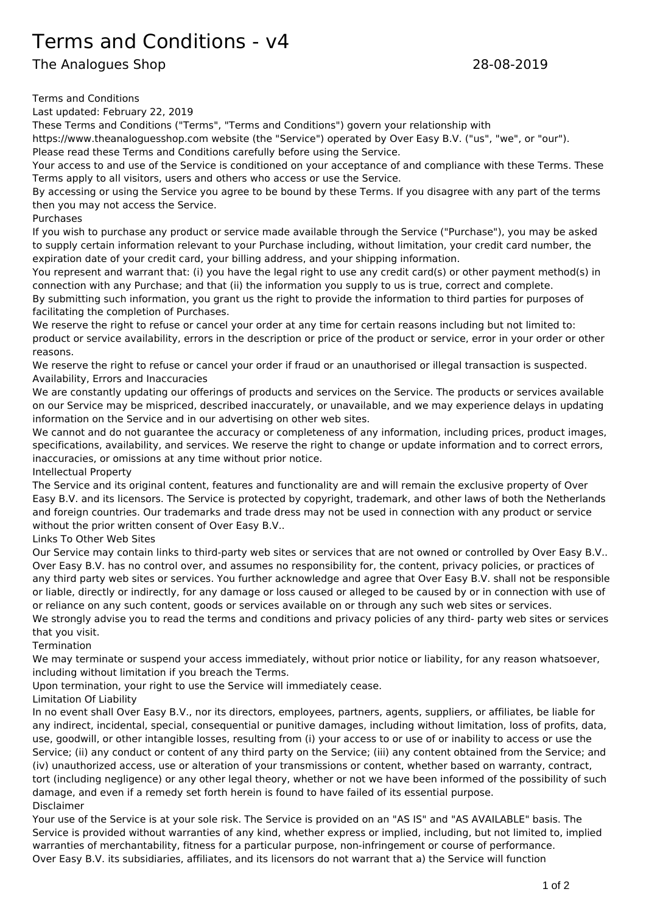# Terms and Conditions - v4

## The Analogues Shop 28-08-2019

Terms and Conditions

Last updated: February 22, 2019

These Terms and Conditions ("Terms", "Terms and Conditions") govern your relationship with https://www.theanaloguesshop.com website (the "Service") operated by Over Easy B.V. ("us", "we", or "our").

Please read these Terms and Conditions carefully before using the Service.

Your access to and use of the Service is conditioned on your acceptance of and compliance with these Terms. These Terms apply to all visitors, users and others who access or use the Service.

By accessing or using the Service you agree to be bound by these Terms. If you disagree with any part of the terms then you may not access the Service.

Purchases

If you wish to purchase any product or service made available through the Service ("Purchase"), you may be asked to supply certain information relevant to your Purchase including, without limitation, your credit card number, the expiration date of your credit card, your billing address, and your shipping information.

You represent and warrant that: (i) you have the legal right to use any credit card(s) or other payment method(s) in connection with any Purchase; and that (ii) the information you supply to us is true, correct and complete.

By submitting such information, you grant us the right to provide the information to third parties for purposes of facilitating the completion of Purchases.

We reserve the right to refuse or cancel your order at any time for certain reasons including but not limited to: product or service availability, errors in the description or price of the product or service, error in your order or other reasons.

We reserve the right to refuse or cancel your order if fraud or an unauthorised or illegal transaction is suspected.

Availability, Errors and Inaccuracies

We are constantly updating our offerings of products and services on the Service. The products or services available on our Service may be mispriced, described inaccurately, or unavailable, and we may experience delays in updating information on the Service and in our advertising on other web sites.

We cannot and do not guarantee the accuracy or completeness of any information, including prices, product images, specifications, availability, and services. We reserve the right to change or update information and to correct errors, inaccuracies, or omissions at any time without prior notice.

Intellectual Property

The Service and its original content, features and functionality are and will remain the exclusive property of Over Easy B.V. and its licensors. The Service is protected by copyright, trademark, and other laws of both the Netherlands and foreign countries. Our trademarks and trade dress may not be used in connection with any product or service without the prior written consent of Over Easy B.V..

Links To Other Web Sites

Our Service may contain links to third-party web sites or services that are not owned or controlled by Over Easy B.V..

Over Easy B.V. has no control over, and assumes no responsibility for, the content, privacy policies, or practices of any third party web sites or services. You further acknowledge and agree that Over Easy B.V. shall not be responsible or liable, directly or indirectly, for any damage or loss caused or alleged to be caused by or in connection with use of or reliance on any such content, goods or services available on or through any such web sites or services.

We strongly advise you to read the terms and conditions and privacy policies of any third- party web sites or services that you visit.

Termination

We may terminate or suspend your access immediately, without prior notice or liability, for any reason whatsoever, including without limitation if you breach the Terms.

Upon termination, your right to use the Service will immediately cease.

Limitation Of Liability

In no event shall Over Easy B.V., nor its directors, employees, partners, agents, suppliers, or affiliates, be liable for any indirect, incidental, special, consequential or punitive damages, including without limitation, loss of profits, data, use, goodwill, or other intangible losses, resulting from (i) your access to or use of or inability to access or use the Service; (ii) any conduct or content of any third party on the Service; (iii) any content obtained from the Service; and (iv) unauthorized access, use or alteration of your transmissions or content, whether based on warranty, contract, tort (including negligence) or any other legal theory, whether or not we have been informed of the possibility of such damage, and even if a remedy set forth herein is found to have failed of its essential purpose.

Disclaimer

Your use of the Service is at your sole risk. The Service is provided on an "AS IS" and "AS AVAILABLE" basis. The Service is provided without warranties of any kind, whether express or implied, including, but not limited to, implied warranties of merchantability, fitness for a particular purpose, non-infringement or course of performance.

Over Easy B.V. its subsidiaries, affiliates, and its licensors do not warrant that a) the Service will function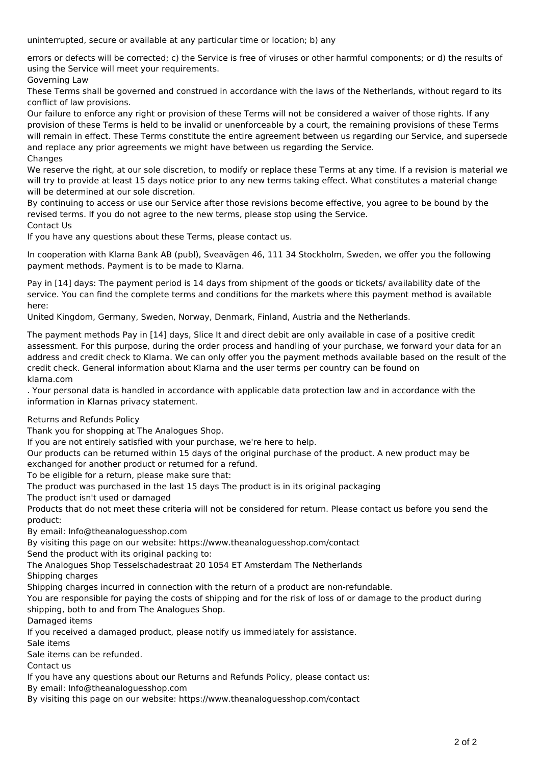uninterrupted, secure or available at any particular time or location; b) any

errors or defects will be corrected; c) the Service is free of viruses or other harmful components; or d) the results of using the Service will meet your requirements.

## Governing Law

These Terms shall be governed and construed in accordance with the laws of the Netherlands, without regard to its conflict of law provisions.

Our failure to enforce any right or provision of these Terms will not be considered a waiver of those rights. If any provision of these Terms is held to be invalid or unenforceable by a court, the remaining provisions of these Terms will remain in effect. These Terms constitute the entire agreement between us regarding our Service, and supersede and replace any prior agreements we might have between us regarding the Service.

## Changes

We reserve the right, at our sole discretion, to modify or replace these Terms at any time. If a revision is material we will try to provide at least 15 days notice prior to any new terms taking effect. What constitutes a material change will be determined at our sole discretion.

By continuing to access or use our Service after those revisions become effective, you agree to be bound by the revised terms. If you do not agree to the new terms, please stop using the Service.

## Contact Us

If you have any questions about these Terms, please contact us.

In cooperation with Klarna Bank AB (publ), Sveavägen 46, 111 34 Stockholm, Sweden, we offer you the following payment methods. Payment is to be made to Klarna.

Pay in [14] days: The payment period is 14 days from shipment of the goods or tickets/ availability date of the service. You can find the complete terms and conditions for the markets where this payment method is available here:
United Kingdom, Germany, Sweden, Norway, Denmark, Finland, Austria and the Netherlands.

The payment methods Pay in [14] days, Slice It and direct debit are only available in case of a positive credit assessment. For this purpose, during the order process and handling of your purchase, we forward your data for an address and credit check to Klarna. We can only offer you the payment methods available based on the result of the credit check. General information about Klarna and the user terms per country can be found on
klarna.com
. Your personal data is handled in accordance with applicable data protection law and in accordance with the information in Klarnas privacy statement.

## Returns and Refunds Policy

Thank you for shopping at The Analogues Shop.

If you are not entirely satisfied with your purchase, we're here to help.

Our products can be returned within 15 days of the original purchase of the product. A new product may be exchanged for another product or returned for a refund.

To be eligible for a return, please make sure that:

The product was purchased in the last 15 days The product is in its original packaging

The product isn't used or damaged

Products that do not meet these criteria will not be considered for return. Please contact us before you send the product:

By email: Info@theanaloguesshop.com

By visiting this page on our website: https://www.theanaloguesshop.com/contact

Send the product with its original packing to:

The Analogues Shop Tesselschadestraat 20 1054 ET Amsterdam The Netherlands

### Shipping charges

Shipping charges incurred in connection with the return of a product are non-refundable.

You are responsible for paying the costs of shipping and for the risk of loss of or damage to the product during shipping, both to and from The Analogues Shop.

### Damaged items

If you received a damaged product, please notify us immediately for assistance.

### Sale items

Sale items can be refunded.

### Contact us

If you have any questions about our Returns and Refunds Policy, please contact us:

By email: Info@theanaloguesshop.com

By visiting this page on our website: https://www.theanaloguesshop.com/contact